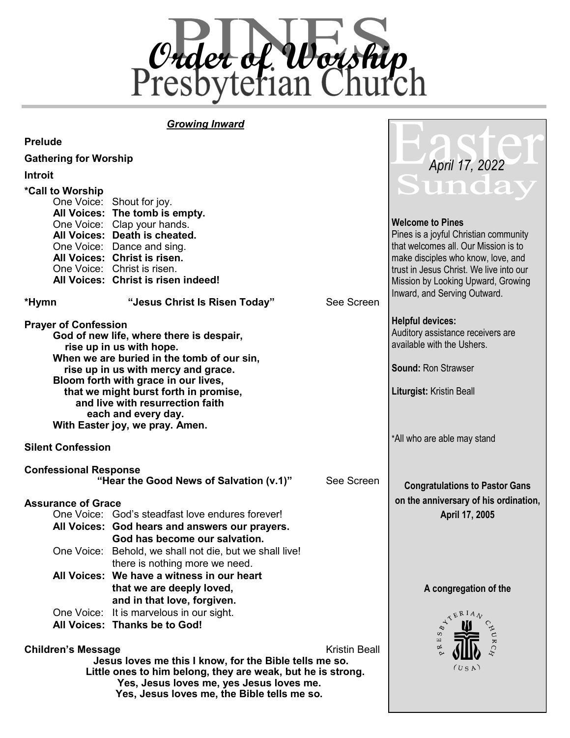# Order of Worship

# Pines Presbyterian Church

## *Growing Inward*

**Prelude**

**Gathering for Worship**

**Introit**

**\*Call to Worship**

One Voice: Shout for joy.
**All Voices: The tomb is empty.**
One Voice: Clap your hands.
**All Voices: Death is cheated.**
One Voice: Dance and sing.
**All Voices: Christ is risen.**
One Voice: Christ is risen.
**All Voices: Christ is risen indeed!**

**\*Hymn** **"Jesus Christ Is Risen Today"** See Screen

**Prayer of Confession**

**God of new life, where there is despair,**
**rise up in us with hope.**
**When we are buried in the tomb of our sin,**
**rise up in us with mercy and grace.**
**Bloom forth with grace in our lives,**
**that we might burst forth in promise,**
**and live with resurrection faith**
**each and every day.**
**With Easter joy, we pray. Amen.**

**Silent Confession**

**Confessional Response**
**"Hear the Good News of Salvation (v.1)"** See Screen

**Assurance of Grace**

One Voice: God's steadfast love endures forever!
**All Voices: God hears and answers our prayers.**
**God has become our salvation.**
One Voice: Behold, we shall not die, but we shall live!
there is nothing more we need.
**All Voices: We have a witness in our heart**
**that we are deeply loved,**
**and in that love, forgiven.**
One Voice: It is marvelous in our sight.
**All Voices: Thanks be to God!**

**Children's Message** Kristin Beall

**Jesus loves me this I know, for the Bible tells me so.**
**Little ones to him belong, they are weak, but he is strong.**
**Yes, Jesus loves me, yes Jesus loves me.**
**Yes, Jesus loves me, the Bible tells me so.**

## Easter Sunday

*April 17, 2022*

**Welcome to Pines**
Pines is a joyful Christian community that welcomes all. Our Mission is to make disciples who know, love, and trust in Jesus Christ. We live into our Mission by Looking Upward, Growing Inward, and Serving Outward.

**Helpful devices:**
Auditory assistance receivers are available with the Ushers.

**Sound:** Ron Strawser

**Liturgist:** Kristin Beall

\*All who are able may stand

**Congratulations to Pastor Gans on the anniversary of his ordination, April 17, 2005**

**A congregation of the**

Presbyterian Church (USA)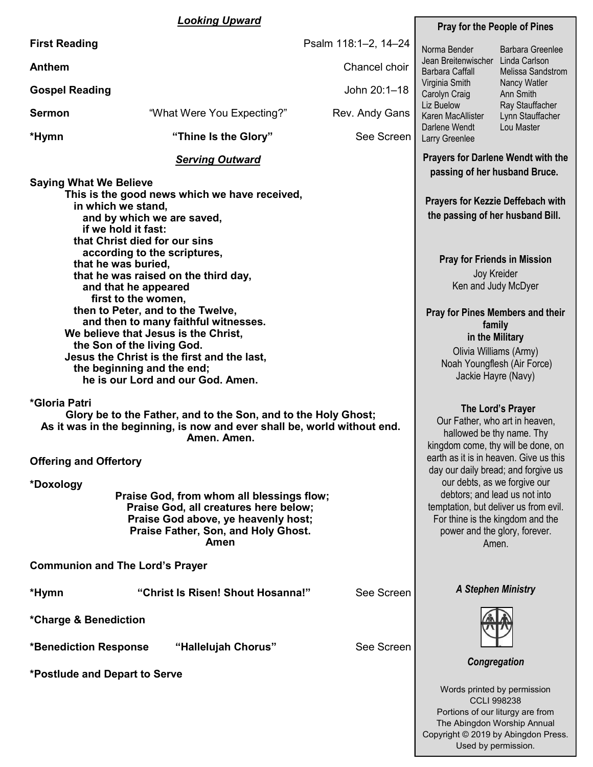***Looking Upward***

**First Reading** Psalm 118:1–2, 14–24

**Anthem** Chancel choir

**Gospel Reading** John 20:1–18

**Sermon** "What Were You Expecting?" Rev. Andy Gans

***Hymn** **"Thine Is the Glory"** See Screen

***Serving Outward***

**Saying What We Believe**

**This is the good news which we have received,**
**in which we stand,**
**and by which we are saved,**
**if we hold it fast:**
**that Christ died for our sins**
**according to the scriptures,**
**that he was buried,**
**that he was raised on the third day,**
**and that he appeared**
**first to the women,**
**then to Peter, and to the Twelve,**
**and then to many faithful witnesses.**
**We believe that Jesus is the Christ,**
**the Son of the living God.**
**Jesus the Christ is the first and the last,**
**the beginning and the end;**
**he is our Lord and our God. Amen.**

***Gloria Patri**

**Glory be to the Father, and to the Son, and to the Holy Ghost;**
**As it was in the beginning, is now and ever shall be, world without end.**
**Amen. Amen.**

**Offering and Offertory**

***Doxology**

**Praise God, from whom all blessings flow;**
**Praise God, all creatures here below;**
**Praise God above, ye heavenly host;**
**Praise Father, Son, and Holy Ghost.**
**Amen**

**Communion and The Lord's Prayer**

***Hymn** **"Christ Is Risen! Shout Hosanna!"** See Screen

***Charge & Benediction**

***Benediction Response** **"Hallelujah Chorus"** See Screen

***Postlude and Depart to Serve**

**Pray for the People of Pines**

Norma Bender
Jean Breitenwischer
Barbara Caffall
Virginia Smith
Carolyn Craig
Liz Buelow
Karen MacAllister
Darlene Wendt
Larry Greenlee
Barbara Greenlee
Linda Carlson
Melissa Sandstrom
Nancy Watler
Ann Smith
Ray Stauffacher
Lynn Stauffacher
Lou Master

**Prayers for Darlene Wendt with the passing of her husband Bruce.**

**Prayers for Kezzie Deffebach with the passing of her husband Bill.**

**Pray for Friends in Mission**

Joy Kreider
Ken and Judy McDyer

**Pray for Pines Members and their family in the Military**

Olivia Williams (Army)
Noah Youngflesh (Air Force)
Jackie Hayre (Navy)

**The Lord's Prayer**

Our Father, who art in heaven, hallowed be thy name. Thy kingdom come, thy will be done, on earth as it is in heaven. Give us this day our daily bread; and forgive us our debts, as we forgive our debtors; and lead us not into temptation, but deliver us from evil. For thine is the kingdom and the power and the glory, forever. Amen.

***A Stephen Ministry***

***Congregation***

Words printed by permission
CCLI 998238
Portions of our liturgy are from
The Abingdon Worship Annual
Copyright © 2019 by Abingdon Press.
Used by permission.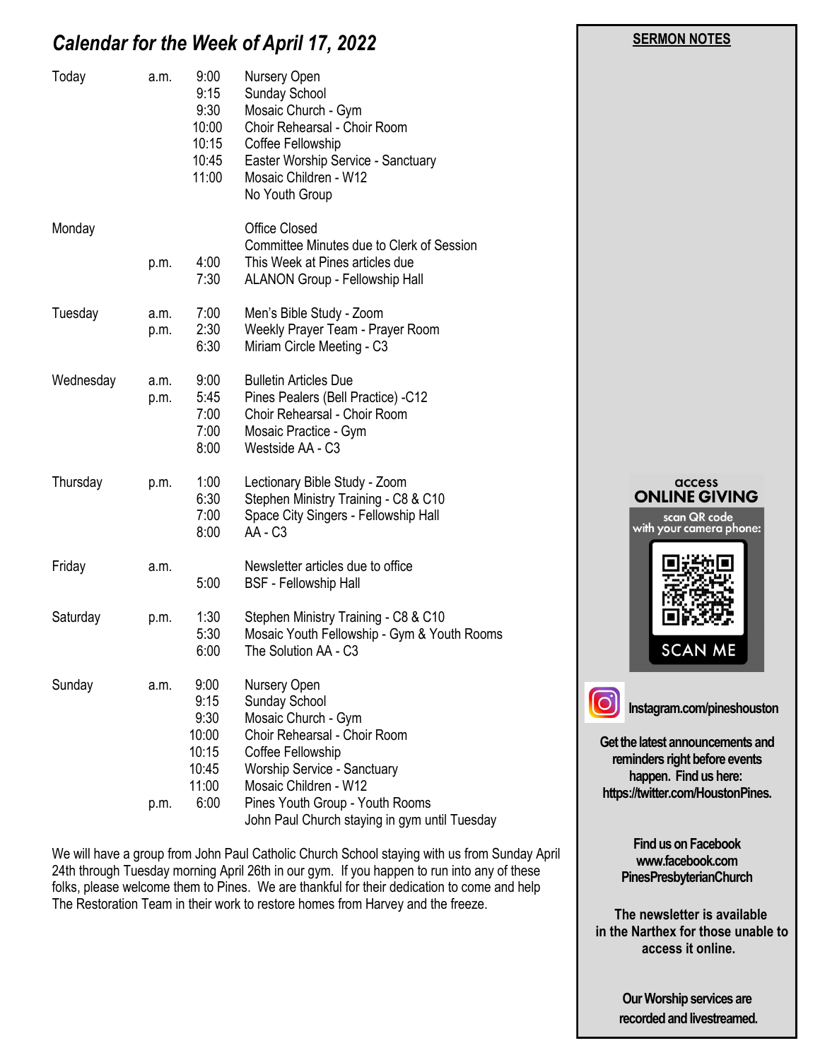## *Calendar for the Week of April 17, 2022*

| | | | |
|---|---|---|---|
| Today | a.m. | 9:00 | Nursery Open |
| | | 9:15 | Sunday School |
| | | 9:30 | Mosaic Church - Gym |
| | | 10:00 | Choir Rehearsal - Choir Room |
| | | 10:15 | Coffee Fellowship |
| | | 10:45 | Easter Worship Service - Sanctuary |
| | | 11:00 | Mosaic Children - W12 |
| | | | No Youth Group |
| Monday | | | Office Closed |
| | | | Committee Minutes due to Clerk of Session |
| | p.m. | 4:00 | This Week at Pines articles due |
| | | 7:30 | ALANON Group - Fellowship Hall |
| Tuesday | a.m. | 7:00 | Men's Bible Study - Zoom |
| | p.m. | 2:30 | Weekly Prayer Team - Prayer Room |
| | | 6:30 | Miriam Circle Meeting - C3 |
| Wednesday | a.m. | 9:00 | Bulletin Articles Due |
| | p.m. | 5:45 | Pines Pealers (Bell Practice) -C12 |
| | | 7:00 | Choir Rehearsal - Choir Room |
| | | 7:00 | Mosaic Practice - Gym |
| | | 8:00 | Westside AA - C3 |
| Thursday | p.m. | 1:00 | Lectionary Bible Study - Zoom |
| | | 6:30 | Stephen Ministry Training - C8 & C10 |
| | | 7:00 | Space City Singers - Fellowship Hall |
| | | 8:00 | AA - C3 |
| Friday | a.m. | | Newsletter articles due to office |
| | | 5:00 | BSF - Fellowship Hall |
| Saturday | p.m. | 1:30 | Stephen Ministry Training - C8 & C10 |
| | | 5:30 | Mosaic Youth Fellowship - Gym & Youth Rooms |
| | | 6:00 | The Solution AA - C3 |
| Sunday | a.m. | 9:00 | Nursery Open |
| | | 9:15 | Sunday School |
| | | 9:30 | Mosaic Church - Gym |
| | | 10:00 | Choir Rehearsal - Choir Room |
| | | 10:15 | Coffee Fellowship |
| | | 10:45 | Worship Service - Sanctuary |
| | | 11:00 | Mosaic Children - W12 |
| | p.m. | 6:00 | Pines Youth Group - Youth Rooms |
| | | | John Paul Church staying in gym until Tuesday |

We will have a group from John Paul Catholic Church School staying with us from Sunday April 24th through Tuesday morning April 26th in our gym. If you happen to run into any of these folks, please welcome them to Pines. We are thankful for their dedication to come and help The Restoration Team in their work to restore homes from Harvey and the freeze.

**SERMON NOTES**

access
**ONLINE GIVING**
scan QR code with your camera phone:
SCAN ME

**Instagram.com/pineshouston**

**Get the latest announcements and reminders right before events happen. Find us here: https://twitter.com/HoustonPines.**

**Find us on Facebook www.facebook.com PinesPresbyterianChurch**

**The newsletter is available in the Narthex for those unable to access it online.**

**Our Worship services are recorded and livestreamed.**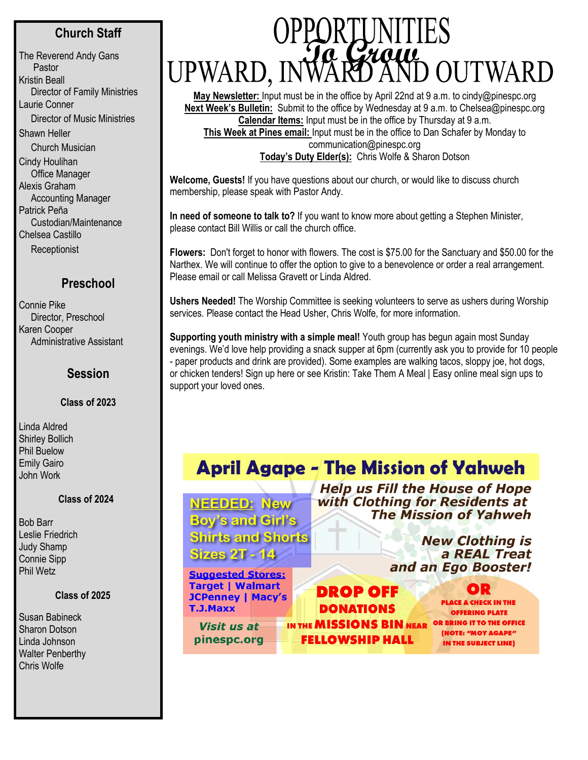## Church Staff

The Reverend Andy Gans
Pastor
Kristin Beall
Director of Family Ministries
Laurie Conner
Director of Music Ministries
Shawn Heller
Church Musician
Cindy Houlihan
Office Manager
Alexis Graham
Accounting Manager
Patrick Peña
Custodian/Maintenance
Chelsea Castillo
Receptionist

## Preschool

Connie Pike
Director, Preschool
Karen Cooper
Administrative Assistant

## Session

### Class of 2023

Linda Aldred
Shirley Bollich
Phil Buelow
Emily Gairo
John Work

### Class of 2024

Bob Barr
Leslie Friedrich
Judy Shamp
Connie Sipp
Phil Wetz

### Class of 2025

Susan Babineck
Sharon Dotson
Linda Johnson
Walter Penberthy
Chris Wolfe

# OPPORTUNITIES *To Grow* UPWARD, INWARD AND OUTWARD

**May Newsletter:** Input must be in the office by April 22nd at 9 a.m. to cindy@pinespc.org
**Next Week's Bulletin:** Submit to the office by Wednesday at 9 a.m. to Chelsea@pinespc.org
**Calendar Items:** Input must be in the office by Thursday at 9 a.m.
**This Week at Pines email:** Input must be in the office to Dan Schafer by Monday to communication@pinespc.org
**Today's Duty Elder(s):** Chris Wolfe & Sharon Dotson

**Welcome, Guests!** If you have questions about our church, or would like to discuss church membership, please speak with Pastor Andy.

**In need of someone to talk to?** If you want to know more about getting a Stephen Minister, please contact Bill Willis or call the church office.

**Flowers:** Don't forget to honor with flowers. The cost is $75.00 for the Sanctuary and $50.00 for the Narthex. We will continue to offer the option to give to a benevolence or order a real arrangement. Please email or call Melissa Gravett or Linda Aldred.

**Ushers Needed!** The Worship Committee is seeking volunteers to serve as ushers during Worship services. Please contact the Head Usher, Chris Wolfe, for more information.

**Supporting youth ministry with a simple meal!** Youth group has begun again most Sunday evenings. We'd love help providing a snack supper at 6pm (currently ask you to provide for 10 people - paper products and drink are provided). Some examples are walking tacos, sloppy joe, hot dogs, or chicken tenders! Sign up here or see Kristin: Take Them A Meal | Easy online meal sign ups to support your loved ones.

## April Agape - The Mission of Yahweh

**NEEDED: New Boy's and Girl's Shirts and Shorts Sizes 2T - 14**

*Help us Fill the House of Hope with Clothing for Residents at The Mission of Yahweh*

*New Clothing is a REAL Treat and an Ego Booster!*

**Suggested Stores:**
Target | Walmart
JCPenney | Macy's
T.J.Maxx

*Visit us at* pinespc.org

**DROP OFF DONATIONS** IN THE **MISSIONS BIN** NEAR **FELLOWSHIP HALL**

**OR**

PLACE A CHECK IN THE OFFERING PLATE OR BRING IT TO THE OFFICE (NOTE: "MOY AGAPE" IN THE SUBJECT LINE)